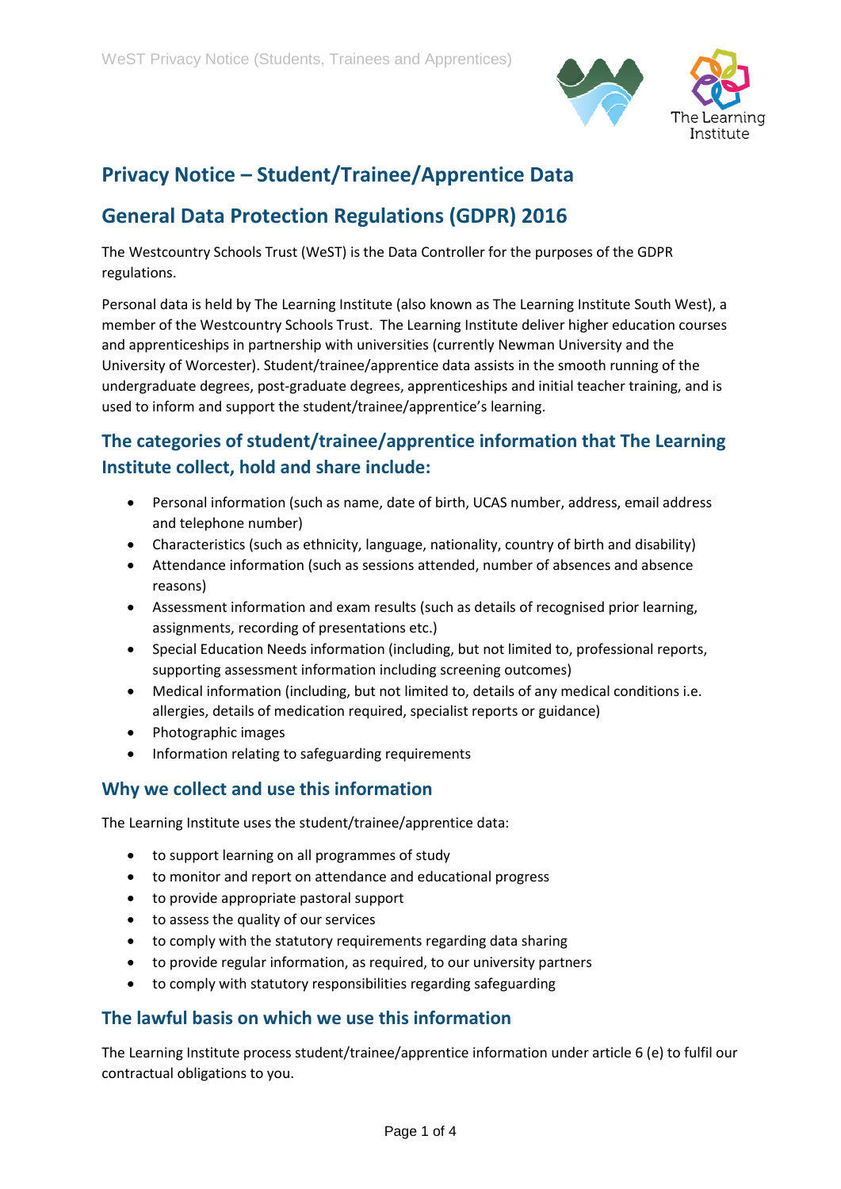# Privacy Notice – Student/Trainee/Apprentice Data

# General Data Protection Regulations (GDPR) 2016

The Westcountry Schools Trust (WeST) is the Data Controller for the purposes of the GDPR regulations.

Personal data is held by The Learning Institute (also known as The Learning Institute South West), a member of the Westcountry Schools Trust. The Learning Institute deliver higher education courses and apprenticeships in partnership with universities (currently Newman University and the University of Worcester). Student/trainee/apprentice data assists in the smooth running of the undergraduate degrees, post-graduate degrees, apprenticeships and initial teacher training, and is used to inform and support the student/trainee/apprentice's learning.

## The categories of student/trainee/apprentice information that The Learning Institute collect, hold and share include:

- Personal information (such as name, date of birth, UCAS number, address, email address and telephone number)
- Characteristics (such as ethnicity, language, nationality, country of birth and disability)
- Attendance information (such as sessions attended, number of absences and absence reasons)
- Assessment information and exam results (such as details of recognised prior learning, assignments, recording of presentations etc.)
- Special Education Needs information (including, but not limited to, professional reports, supporting assessment information including screening outcomes)
- Medical information (including, but not limited to, details of any medical conditions i.e. allergies, details of medication required, specialist reports or guidance)
- Photographic images
- Information relating to safeguarding requirements

## Why we collect and use this information

The Learning Institute uses the student/trainee/apprentice data:

- to support learning on all programmes of study
- to monitor and report on attendance and educational progress
- to provide appropriate pastoral support
- to assess the quality of our services
- to comply with the statutory requirements regarding data sharing
- to provide regular information, as required, to our university partners
- to comply with statutory responsibilities regarding safeguarding

## The lawful basis on which we use this information

The Learning Institute process student/trainee/apprentice information under article 6 (e) to fulfil our contractual obligations to you.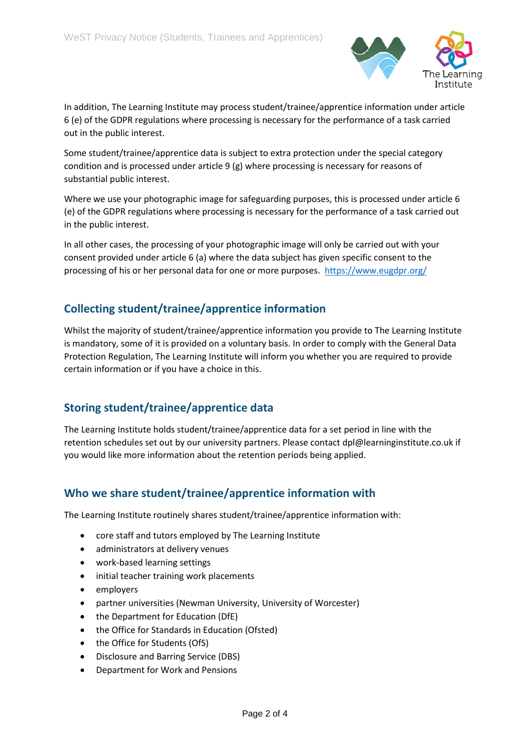In addition, The Learning Institute may process student/trainee/apprentice information under article 6 (e) of the GDPR regulations where processing is necessary for the performance of a task carried out in the public interest.

Some student/trainee/apprentice data is subject to extra protection under the special category condition and is processed under article 9 (g) where processing is necessary for reasons of substantial public interest.

Where we use your photographic image for safeguarding purposes, this is processed under article 6 (e) of the GDPR regulations where processing is necessary for the performance of a task carried out in the public interest.

In all other cases, the processing of your photographic image will only be carried out with your consent provided under article 6 (a) where the data subject has given specific consent to the processing of his or her personal data for one or more purposes. [https://www.eugdpr.org/](https://www.eugdpr.org/)

## Collecting student/trainee/apprentice information

Whilst the majority of student/trainee/apprentice information you provide to The Learning Institute is mandatory, some of it is provided on a voluntary basis. In order to comply with the General Data Protection Regulation, The Learning Institute will inform you whether you are required to provide certain information or if you have a choice in this.

## Storing student/trainee/apprentice data

The Learning Institute holds student/trainee/apprentice data for a set period in line with the retention schedules set out by our university partners. Please contact dpl@learninginstitute.co.uk if you would like more information about the retention periods being applied.

## Who we share student/trainee/apprentice information with

The Learning Institute routinely shares student/trainee/apprentice information with:

- core staff and tutors employed by The Learning Institute
- administrators at delivery venues
- work-based learning settings
- initial teacher training work placements
- employers
- partner universities (Newman University, University of Worcester)
- the Department for Education (DfE)
- the Office for Standards in Education (Ofsted)
- the Office for Students (OfS)
- Disclosure and Barring Service (DBS)
- Department for Work and Pensions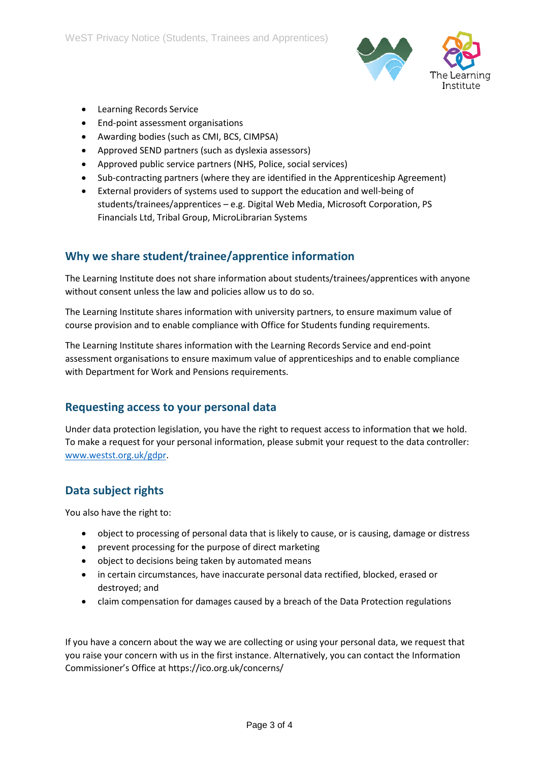- Learning Records Service
- End-point assessment organisations
- Awarding bodies (such as CMI, BCS, CIMPSA)
- Approved SEND partners (such as dyslexia assessors)
- Approved public service partners (NHS, Police, social services)
- Sub-contracting partners (where they are identified in the Apprenticeship Agreement)
- External providers of systems used to support the education and well-being of students/trainees/apprentices – e.g. Digital Web Media, Microsoft Corporation, PS Financials Ltd, Tribal Group, MicroLibrarian Systems

## Why we share student/trainee/apprentice information

The Learning Institute does not share information about students/trainees/apprentices with anyone without consent unless the law and policies allow us to do so.

The Learning Institute shares information with university partners, to ensure maximum value of course provision and to enable compliance with Office for Students funding requirements.

The Learning Institute shares information with the Learning Records Service and end-point assessment organisations to ensure maximum value of apprenticeships and to enable compliance with Department for Work and Pensions requirements.

## Requesting access to your personal data

Under data protection legislation, you have the right to request access to information that we hold. To make a request for your personal information, please submit your request to the data controller: [www.westst.org.uk/gdpr](www.westst.org.uk/gdpr).

## Data subject rights

You also have the right to:

- object to processing of personal data that is likely to cause, or is causing, damage or distress
- prevent processing for the purpose of direct marketing
- object to decisions being taken by automated means
- in certain circumstances, have inaccurate personal data rectified, blocked, erased or destroyed; and
- claim compensation for damages caused by a breach of the Data Protection regulations

If you have a concern about the way we are collecting or using your personal data, we request that you raise your concern with us in the first instance. Alternatively, you can contact the Information Commissioner's Office at https://ico.org.uk/concerns/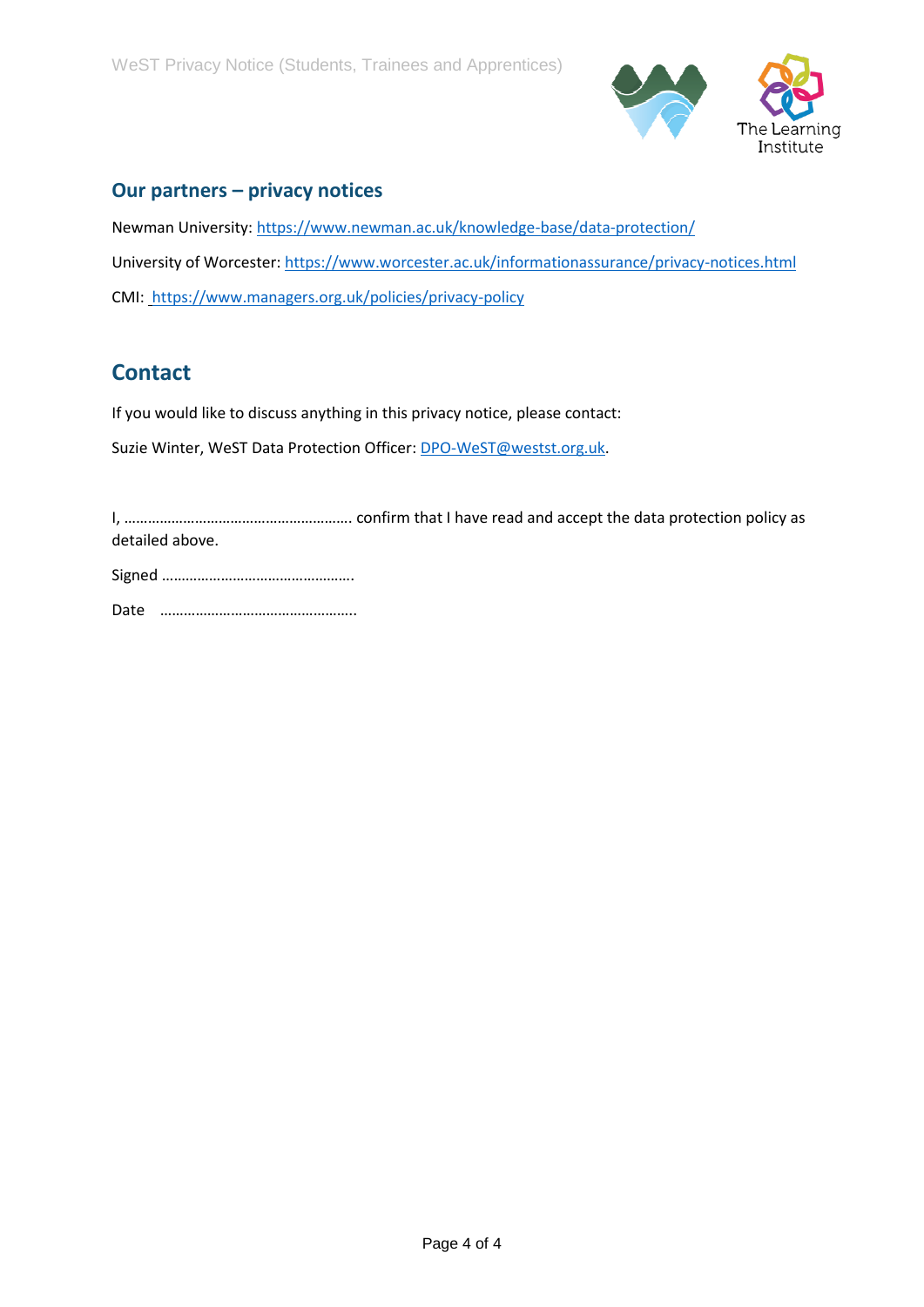## Our partners – privacy notices

Newman University: https://www.newman.ac.uk/knowledge-base/data-protection/

University of Worcester: https://www.worcester.ac.uk/informationassurance/privacy-notices.html

CMI: https://www.managers.org.uk/policies/privacy-policy

## Contact

If you would like to discuss anything in this privacy notice, please contact:

Suzie Winter, WeST Data Protection Officer: DPO-WeST@wesst.org.uk.

I, …………………………………………………. confirm that I have read and accept the data protection policy as detailed above.

Signed ………………………………………….

Date …………………………………………..